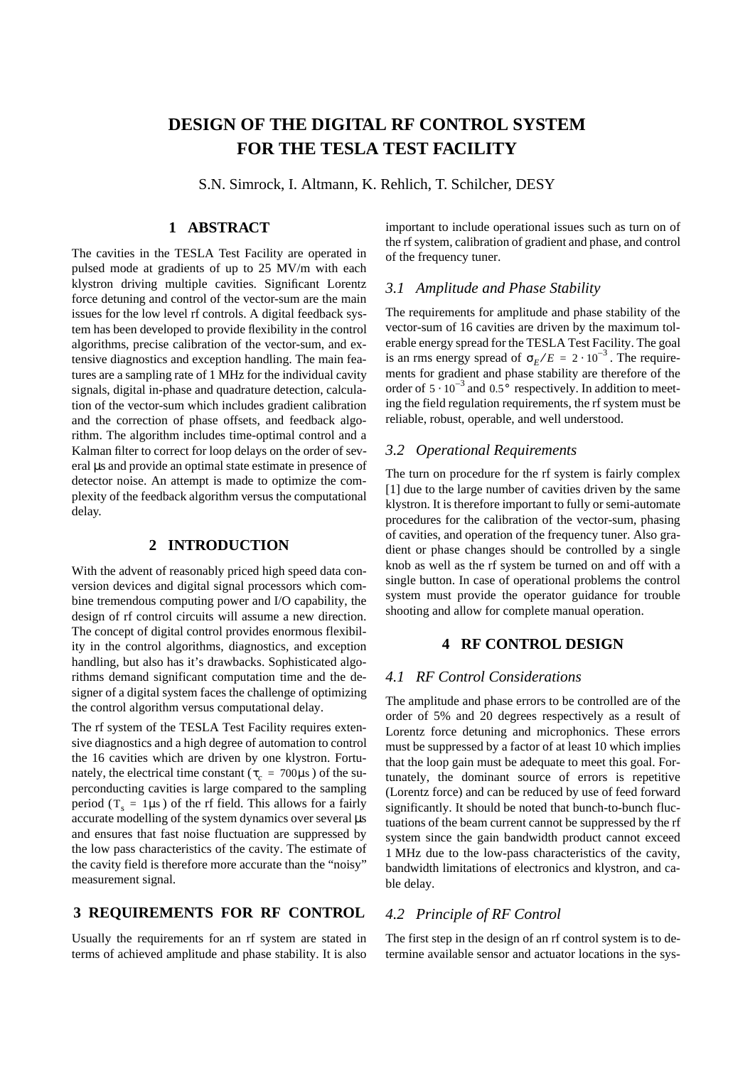# DESIGN OF THE DIGITAL RF CONTROL SYSTEM FOR THE TESLA TEST FACILITY

S.N. Simrock, I. Altmann, K. Rehlich, T. Schilcher, DESY

## 1 ABSTRACT

The cavities in the TESLA Test Facility are operated in pulsed mode at gradients of up to 25 MV/m with each klystron driving multiple cavities. Significant Lorentz force detuning and control of the vector-sum are the main issues for the low level rf controls. A digital feedback system has been developed to provide flexibility in the control algorithms, precise calibration of the vector-sum, and extensive diagnostics and exception handling. The main features are a sampling rate of 1 MHz for the individual cavity signals, digital in-phase and quadrature detection, calculation of the vector-sum which includes gradient calibration and the correction of phase offsets, and feedback algorithm. The algorithm includes time-optimal control and a Kalman filter to correct for loop delays on the order of several μs and provide an optimal state estimate in presence of detector noise. An attempt is made to optimize the complexity of the feedback algorithm versus the computational delay.

## 2 INTRODUCTION

With the advent of reasonably priced high speed data conversion devices and digital signal processors which combine tremendous computing power and I/O capability, the design of rf control circuits will assume a new direction. The concept of digital control provides enormous flexibility in the control algorithms, diagnostics, and exception handling, but also has it's drawbacks. Sophisticated algorithms demand significant computation time and the designer of a digital system faces the challenge of optimizing the control algorithm versus computational delay.

The rf system of the TESLA Test Facility requires extensive diagnostics and a high degree of automation to control the 16 cavities which are driven by one klystron. Fortunately, the electrical time constant ($\tau_c = 700\mu s$) of the superconducting cavities is large compared to the sampling period ($T_s = 1\mu s$) of the rf field. This allows for a fairly accurate modelling of the system dynamics over several μs and ensures that fast noise fluctuation are suppressed by the low pass characteristics of the cavity. The estimate of the cavity field is therefore more accurate than the "noisy" measurement signal.

## 3 REQUIREMENTS FOR RF CONTROL

Usually the requirements for an rf system are stated in terms of achieved amplitude and phase stability. It is also important to include operational issues such as turn on of the rf system, calibration of gradient and phase, and control of the frequency tuner.

### 3.1 Amplitude and Phase Stability

The requirements for amplitude and phase stability of the vector-sum of 16 cavities are driven by the maximum tolerable energy spread for the TESLA Test Facility. The goal is an rms energy spread of $\sigma_E/E = 2 \cdot 10^{-3}$. The requirements for gradient and phase stability are therefore of the order of $5 \cdot 10^{-3}$ and $0.5°$ respectively. In addition to meeting the field regulation requirements, the rf system must be reliable, robust, operable, and well understood.

### 3.2 Operational Requirements

The turn on procedure for the rf system is fairly complex [1] due to the large number of cavities driven by the same klystron. It is therefore important to fully or semi-automate procedures for the calibration of the vector-sum, phasing of cavities, and operation of the frequency tuner. Also gradient or phase changes should be controlled by a single knob as well as the rf system be turned on and off with a single button. In case of operational problems the control system must provide the operator guidance for trouble shooting and allow for complete manual operation.

## 4 RF CONTROL DESIGN

### 4.1 RF Control Considerations

The amplitude and phase errors to be controlled are of the order of 5% and 20 degrees respectively as a result of Lorentz force detuning and microphonics. These errors must be suppressed by a factor of at least 10 which implies that the loop gain must be adequate to meet this goal. Fortunately, the dominant source of errors is repetitive (Lorentz force) and can be reduced by use of feed forward significantly. It should be noted that bunch-to-bunch fluctuations of the beam current cannot be suppressed by the rf system since the gain bandwidth product cannot exceed 1 MHz due to the low-pass characteristics of the cavity, bandwidth limitations of electronics and klystron, and cable delay.

### 4.2 Principle of RF Control

The first step in the design of an rf control system is to determine available sensor and actuator locations in the sys-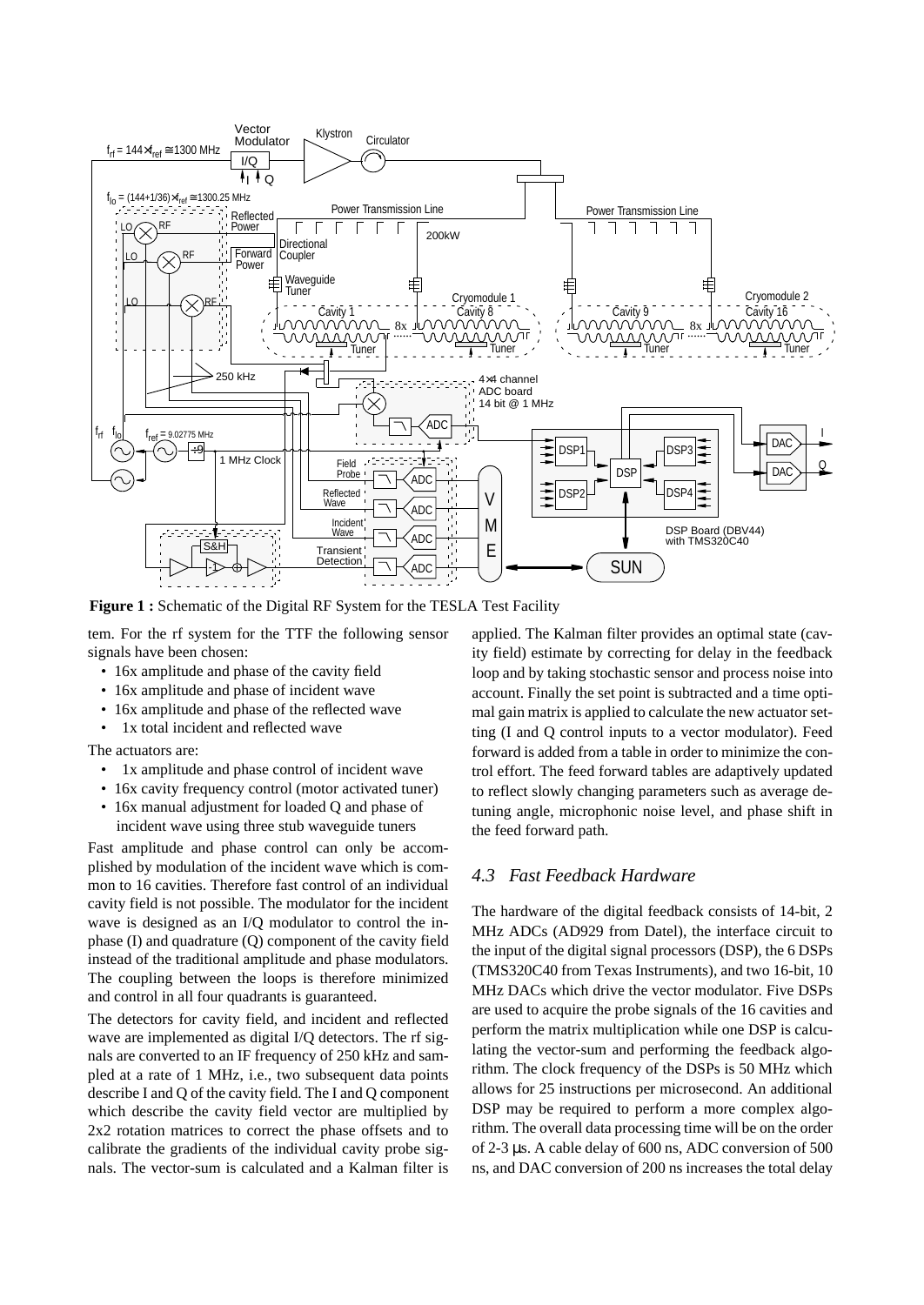**Figure 1 :** Schematic of the Digital RF System for the TESLA Test Facility

tem. For the rf system for the TTF the following sensor signals have been chosen:

- 16x amplitude and phase of the cavity field
- 16x amplitude and phase of incident wave
- 16x amplitude and phase of the reflected wave
- 1x total incident and reflected wave

The actuators are:

- 1x amplitude and phase control of incident wave
- 16x cavity frequency control (motor activated tuner)
- 16x manual adjustment for loaded Q and phase of incident wave using three stub waveguide tuners

Fast amplitude and phase control can only be accomplished by modulation of the incident wave which is common to 16 cavities. Therefore fast control of an individual cavity field is not possible. The modulator for the incident wave is designed as an I/Q modulator to control the in-phase (I) and quadrature (Q) component of the cavity field instead of the traditional amplitude and phase modulators. The coupling between the loops is therefore minimized and control in all four quadrants is guaranteed.

The detectors for cavity field, and incident and reflected wave are implemented as digital I/Q detectors. The rf signals are converted to an IF frequency of 250 kHz and sampled at a rate of 1 MHz, i.e., two subsequent data points describe I and Q of the cavity field. The I and Q component which describe the cavity field vector are multiplied by 2x2 rotation matrices to correct the phase offsets and to calibrate the gradients of the individual cavity probe signals. The vector-sum is calculated and a Kalman filter is applied. The Kalman filter provides an optimal state (cavity field) estimate by correcting for delay in the feedback loop and by taking stochastic sensor and process noise into account. Finally the set point is subtracted and a time optimal gain matrix is applied to calculate the new actuator setting (I and Q control inputs to a vector modulator). Feed forward is added from a table in order to minimize the control effort. The feed forward tables are adaptively updated to reflect slowly changing parameters such as average detuning angle, microphonic noise level, and phase shift in the feed forward path.

### *4.3 Fast Feedback Hardware*

The hardware of the digital feedback consists of 14-bit, 2 MHz ADCs (AD929 from Datel), the interface circuit to the input of the digital signal processors (DSP), the 6 DSPs (TMS320C40 from Texas Instruments), and two 16-bit, 10 MHz DACs which drive the vector modulator. Five DSPs are used to acquire the probe signals of the 16 cavities and perform the matrix multiplication while one DSP is calculating the vector-sum and performing the feedback algorithm. The clock frequency of the DSPs is 50 MHz which allows for 25 instructions per microsecond. An additional DSP may be required to perform a more complex algorithm. The overall data processing time will be on the order of 2-3 µs. A cable delay of 600 ns, ADC conversion of 500 ns, and DAC conversion of 200 ns increases the total delay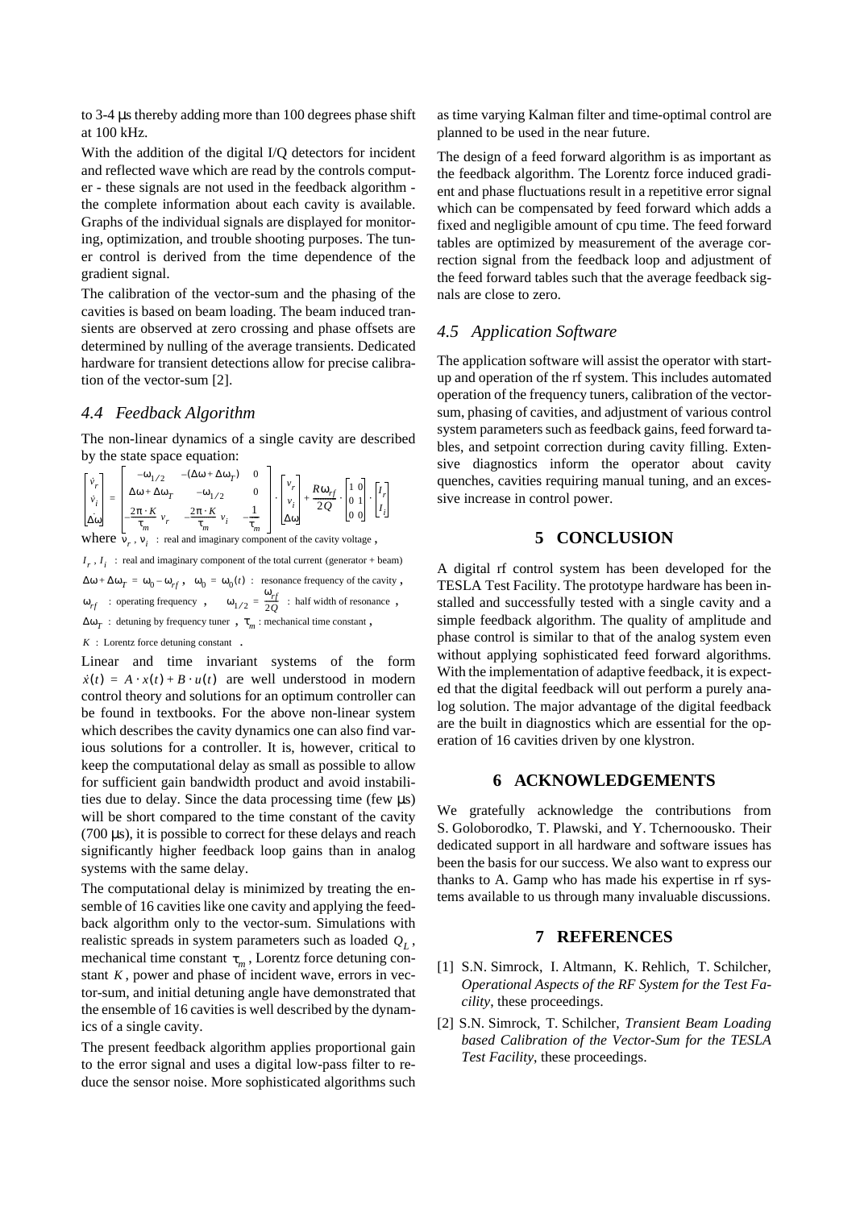to 3-4 μs thereby adding more than 100 degrees phase shift at 100 kHz.

With the addition of the digital I/Q detectors for incident and reflected wave which are read by the controls computer - these signals are not used in the feedback algorithm - the complete information about each cavity is available. Graphs of the individual signals are displayed for monitoring, optimization, and trouble shooting purposes. The tuner control is derived from the time dependence of the gradient signal.

The calibration of the vector-sum and the phasing of the cavities is based on beam loading. The beam induced transients are observed at zero crossing and phase offsets are determined by nulling of the average transients. Dedicated hardware for transient detections allow for precise calibration of the vector-sum [2].

### 4.4 Feedback Algorithm

The non-linear dynamics of a single cavity are described by the state space equation:

$$\begin{bmatrix} \dot{v}_r \\ \dot{v}_i \\ \dot{\Delta\omega} \end{bmatrix} = \begin{bmatrix} -\omega_{1/2} & -(\Delta\omega + \Delta\omega_T) & 0 \\ \Delta\omega + \Delta\omega_T & -\omega_{1/2} & 0 \\ -\frac{2\pi \cdot K}{\tau_m} v_r & -\frac{2\pi \cdot K}{\tau_m} v_i & -\frac{1}{\tau_m} \end{bmatrix} \cdot \begin{bmatrix} v_r \\ v_i \\ \Delta\omega \end{bmatrix} + \frac{R\omega_{rf}}{2Q} \cdot \begin{bmatrix} 1 & 0 \\ 0 & 1 \\ 0 & 0 \end{bmatrix} \cdot \begin{bmatrix} I_r \\ I_i \end{bmatrix}$$

where $v_r$, $v_i$ : real and imaginary component of the cavity voltage ,

$I_r$, $I_i$ : real and imaginary component of the total current (generator + beam)

$\Delta\omega + \Delta\omega_T = \omega_0 - \omega_{rf}$ , $\omega_0 = \omega_0(t)$ : resonance frequency of the cavity ,

$\omega_{rf}$ : operating frequency , $\omega_{1/2} = \frac{\omega_{rf}}{2Q}$ : half width of resonance ,

$\Delta\omega_T$ : detuning by frequency tuner , $\tau_m$ : mechanical time constant ,

$K$ : Lorentz force detuning constant .

Linear and time invariant systems of the form $\dot{x}(t) = A \cdot x(t) + B \cdot u(t)$ are well understood in modern control theory and solutions for an optimum controller can be found in textbooks. For the above non-linear system which describes the cavity dynamics one can also find various solutions for a controller. It is, however, critical to keep the computational delay as small as possible to allow for sufficient gain bandwidth product and avoid instabilities due to delay. Since the data processing time (few μs) will be short compared to the time constant of the cavity (700 μs), it is possible to correct for these delays and reach significantly higher feedback loop gains than in analog systems with the same delay.

The computational delay is minimized by treating the ensemble of 16 cavities like one cavity and applying the feedback algorithm only to the vector-sum. Simulations with realistic spreads in system parameters such as loaded $Q_L$, mechanical time constant $\tau_m$, Lorentz force detuning constant $K$, power and phase of incident wave, errors in vector-sum, and initial detuning angle have demonstrated that the ensemble of 16 cavities is well described by the dynamics of a single cavity.

The present feedback algorithm applies proportional gain to the error signal and uses a digital low-pass filter to reduce the sensor noise. More sophisticated algorithms such as time varying Kalman filter and time-optimal control are planned to be used in the near future.

The design of a feed forward algorithm is as important as the feedback algorithm. The Lorentz force induced gradient and phase fluctuations result in a repetitive error signal which can be compensated by feed forward which adds a fixed and negligible amount of cpu time. The feed forward tables are optimized by measurement of the average correction signal from the feedback loop and adjustment of the feed forward tables such that the average feedback signals are close to zero.

### 4.5 Application Software

The application software will assist the operator with start-up and operation of the rf system. This includes automated operation of the frequency tuners, calibration of the vector-sum, phasing of cavities, and adjustment of various control system parameters such as feedback gains, feed forward tables, and setpoint correction during cavity filling. Extensive diagnostics inform the operator about cavity quenches, cavities requiring manual tuning, and an excessive increase in control power.

## 5 CONCLUSION

A digital rf control system has been developed for the TESLA Test Facility. The prototype hardware has been installed and successfully tested with a single cavity and a simple feedback algorithm. The quality of amplitude and phase control is similar to that of the analog system even without applying sophisticated feed forward algorithms. With the implementation of adaptive feedback, it is expected that the digital feedback will out perform a purely analog solution. The major advantage of the digital feedback are the built in diagnostics which are essential for the operation of 16 cavities driven by one klystron.

## 6 ACKNOWLEDGEMENTS

We gratefully acknowledge the contributions from S. Goloborodko, T. Plawski, and Y. Tchernoousko. Their dedicated support in all hardware and software issues has been the basis for our success. We also want to express our thanks to A. Gamp who has made his expertise in rf systems available to us through many invaluable discussions.

## 7 REFERENCES

[1] S.N. Simrock, I. Altmann, K. Rehlich, T. Schilcher, *Operational Aspects of the RF System for the Test Facility*, these proceedings.

[2] S.N. Simrock, T. Schilcher, *Transient Beam Loading based Calibration of the Vector-Sum for the TESLA Test Facility*, these proceedings.